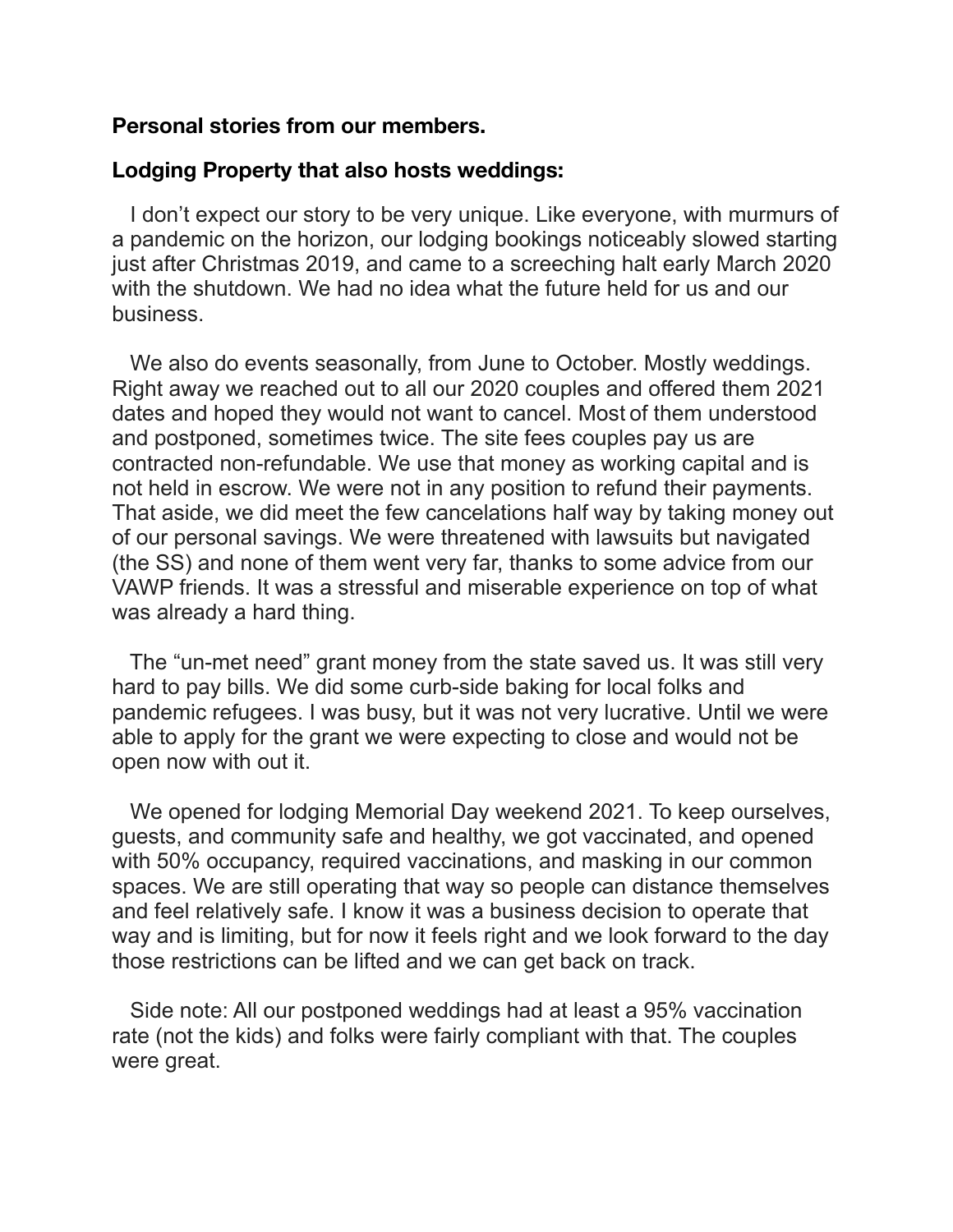**Personal stories from our members.**

**Lodging Property that also hosts weddings:**

I don't expect our story to be very unique. Like everyone, with murmurs of a pandemic on the horizon, our lodging bookings noticeably slowed starting just after Christmas 2019, and came to a screeching halt early March 2020 with the shutdown. We had no idea what the future held for us and our business.

We also do events seasonally, from June to October. Mostly weddings. Right away we reached out to all our 2020 couples and offered them 2021 dates and hoped they would not want to cancel. Most of them understood and postponed, sometimes twice. The site fees couples pay us are contracted non-refundable. We use that money as working capital and is not held in escrow. We were not in any position to refund their payments. That aside, we did meet the few cancelations half way by taking money out of our personal savings. We were threatened with lawsuits but navigated (the SS) and none of them went very far, thanks to some advice from our VAWP friends. It was a stressful and miserable experience on top of what was already a hard thing.

The "un-met need" grant money from the state saved us. It was still very hard to pay bills. We did some curb-side baking for local folks and pandemic refugees. I was busy, but it was not very lucrative. Until we were able to apply for the grant we were expecting to close and would not be open now with out it.

We opened for lodging Memorial Day weekend 2021. To keep ourselves, guests, and community safe and healthy, we got vaccinated, and opened with 50% occupancy, required vaccinations, and masking in our common spaces. We are still operating that way so people can distance themselves and feel relatively safe. I know it was a business decision to operate that way and is limiting, but for now it feels right and we look forward to the day those restrictions can be lifted and we can get back on track.

Side note: All our postponed weddings had at least a 95% vaccination rate (not the kids) and folks were fairly compliant with that. The couples were great.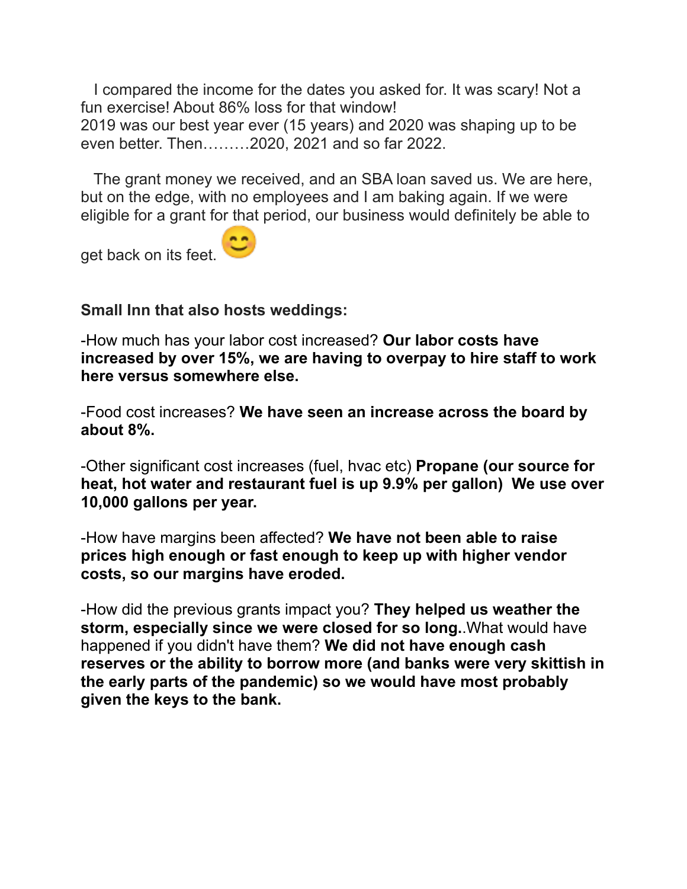I compared the income for the dates you asked for. It was scary! Not a fun exercise! About 86% loss for that window!
2019 was our best year ever (15 years) and 2020 was shaping up to be even better. Then………2020, 2021 and so far 2022.

The grant money we received, and an SBA loan saved us. We are here, but on the edge, with no employees and I am baking again. If we were eligible for a grant for that period, our business would definitely be able to get back on its feet. 😊

**Small Inn that also hosts weddings:**

-How much has your labor cost increased? **Our labor costs have increased by over 15%, we are having to overpay to hire staff to work here versus somewhere else.**

-Food cost increases? **We have seen an increase across the board by about 8%.**

-Other significant cost increases (fuel, hvac etc) **Propane (our source for heat, hot water and restaurant fuel is up 9.9% per gallon) We use over 10,000 gallons per year.**

-How have margins been affected? **We have not been able to raise prices high enough or fast enough to keep up with higher vendor costs, so our margins have eroded.**

-How did the previous grants impact you? **They helped us weather the storm, especially since we were closed for so long.**.What would have happened if you didn't have them? **We did not have enough cash reserves or the ability to borrow more (and banks were very skittish in the early parts of the pandemic) so we would have most probably given the keys to the bank.**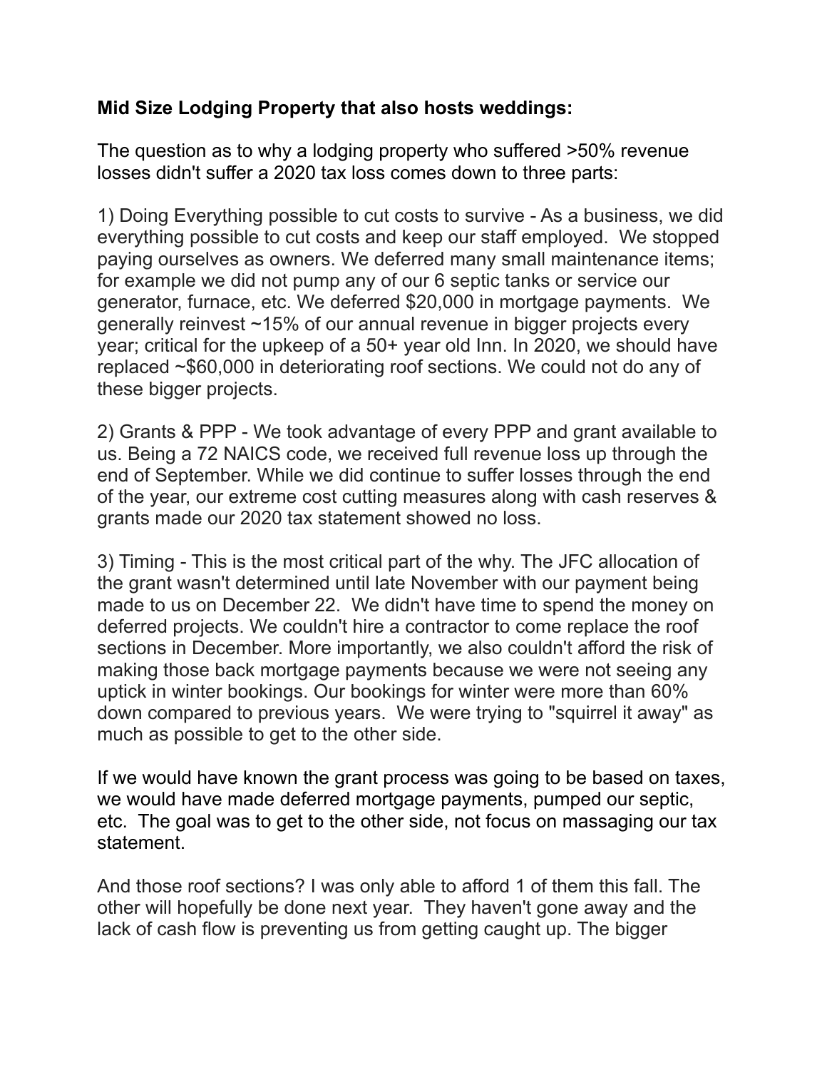**Mid Size Lodging Property that also hosts weddings:**

The question as to why a lodging property who suffered >50% revenue losses didn't suffer a 2020 tax loss comes down to three parts:

1) Doing Everything possible to cut costs to survive - As a business, we did everything possible to cut costs and keep our staff employed. We stopped paying ourselves as owners. We deferred many small maintenance items; for example we did not pump any of our 6 septic tanks or service our generator, furnace, etc. We deferred $20,000 in mortgage payments. We generally reinvest ~15% of our annual revenue in bigger projects every year; critical for the upkeep of a 50+ year old Inn. In 2020, we should have replaced ~$60,000 in deteriorating roof sections. We could not do any of these bigger projects.

2) Grants & PPP - We took advantage of every PPP and grant available to us. Being a 72 NAICS code, we received full revenue loss up through the end of September. While we did continue to suffer losses through the end of the year, our extreme cost cutting measures along with cash reserves & grants made our 2020 tax statement showed no loss.

3) Timing - This is the most critical part of the why. The JFC allocation of the grant wasn't determined until late November with our payment being made to us on December 22. We didn't have time to spend the money on deferred projects. We couldn't hire a contractor to come replace the roof sections in December. More importantly, we also couldn't afford the risk of making those back mortgage payments because we were not seeing any uptick in winter bookings. Our bookings for winter were more than 60% down compared to previous years. We were trying to "squirrel it away" as much as possible to get to the other side.

If we would have known the grant process was going to be based on taxes, we would have made deferred mortgage payments, pumped our septic, etc. The goal was to get to the other side, not focus on massaging our tax statement.

And those roof sections? I was only able to afford 1 of them this fall. The other will hopefully be done next year. They haven't gone away and the lack of cash flow is preventing us from getting caught up. The bigger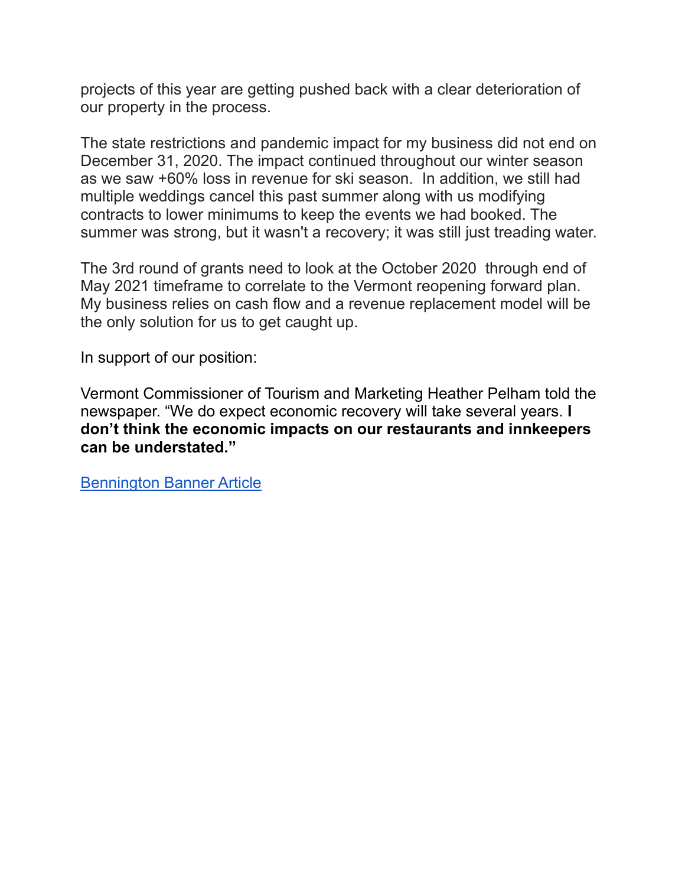projects of this year are getting pushed back with a clear deterioration of our property in the process.

The state restrictions and pandemic impact for my business did not end on December 31, 2020. The impact continued throughout our winter season as we saw +60% loss in revenue for ski season.  In addition, we still had multiple weddings cancel this past summer along with us modifying contracts to lower minimums to keep the events we had booked. The summer was strong, but it wasn't a recovery; it was still just treading water.

The 3rd round of grants need to look at the October 2020  through end of May 2021 timeframe to correlate to the Vermont reopening forward plan. My business relies on cash flow and a revenue replacement model will be the only solution for us to get caught up.

In support of our position:

Vermont Commissioner of Tourism and Marketing Heather Pelham told the newspaper. “We do expect economic recovery will take several years. **I don’t think the economic impacts on our restaurants and innkeepers can be understated.”**

[Bennington Banner Article]